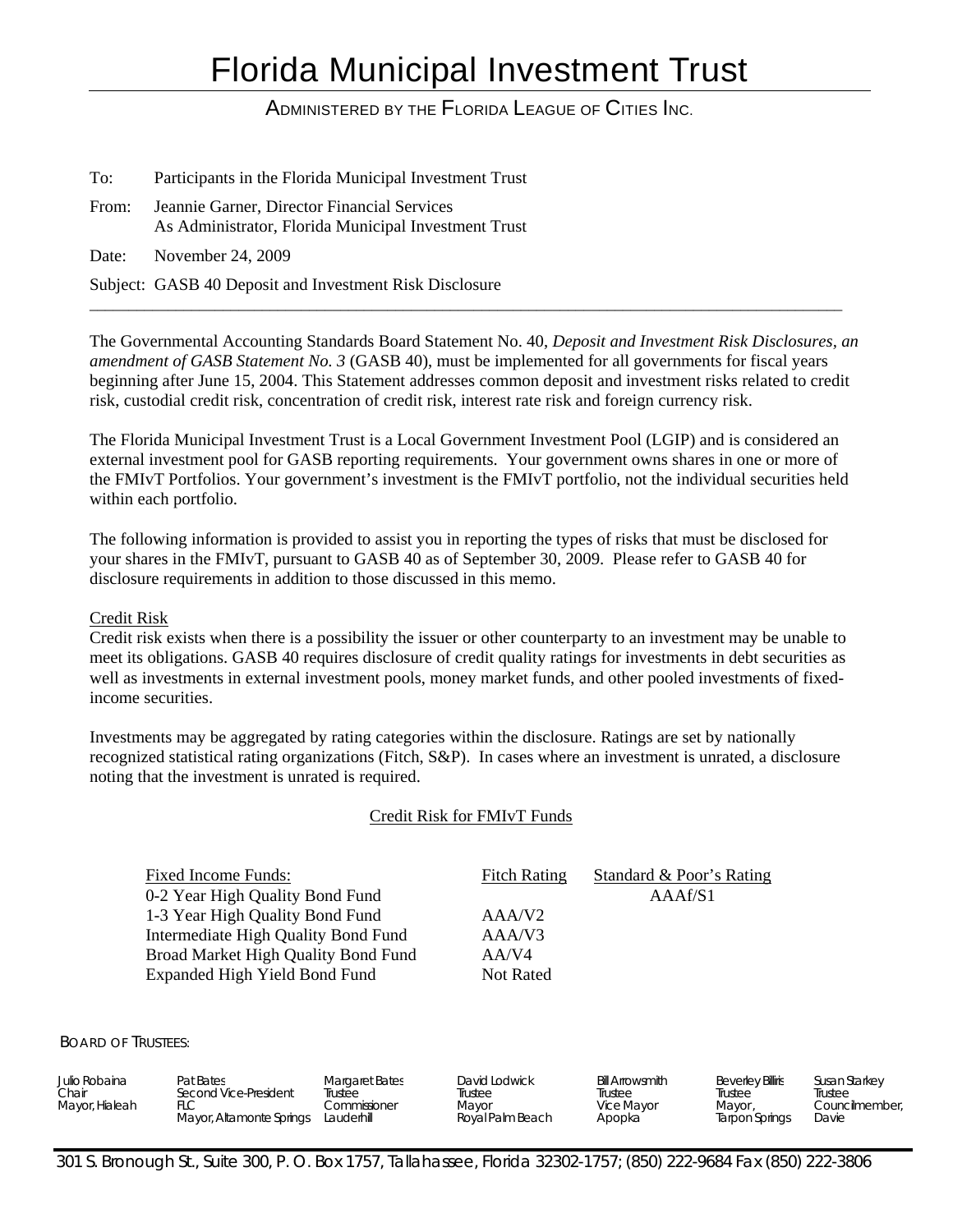# Florida Municipal Investment Trust

ADMINISTERED BY THE FLORIDA LEAGUE OF CITIES INC.

To: Participants in the Florida Municipal Investment Trust

From: Jeannie Garner, Director Financial Services
As Administrator, Florida Municipal Investment Trust

Date: November 24, 2009

Subject: GASB 40 Deposit and Investment Risk Disclosure

---

The Governmental Accounting Standards Board Statement No. 40, *Deposit and Investment Risk Disclosures, an amendment of GASB Statement No. 3* (GASB 40), must be implemented for all governments for fiscal years beginning after June 15, 2004. This Statement addresses common deposit and investment risks related to credit risk, custodial credit risk, concentration of credit risk, interest rate risk and foreign currency risk.

The Florida Municipal Investment Trust is a Local Government Investment Pool (LGIP) and is considered an external investment pool for GASB reporting requirements. Your government owns shares in one or more of the FMIvT Portfolios. Your government's investment is the FMIvT portfolio, not the individual securities held within each portfolio.

The following information is provided to assist you in reporting the types of risks that must be disclosed for your shares in the FMIvT, pursuant to GASB 40 as of September 30, 2009. Please refer to GASB 40 for disclosure requirements in addition to those discussed in this memo.

Credit Risk

Credit risk exists when there is a possibility the issuer or other counterparty to an investment may be unable to meet its obligations. GASB 40 requires disclosure of credit quality ratings for investments in debt securities as well as investments in external investment pools, money market funds, and other pooled investments of fixed-income securities.

Investments may be aggregated by rating categories within the disclosure. Ratings are set by nationally recognized statistical rating organizations (Fitch, S&P). In cases where an investment is unrated, a disclosure noting that the investment is unrated is required.

Credit Risk for FMIvT Funds

| Fixed Income Funds: | Fitch Rating | Standard & Poor's Rating |
|---|---|---|
| 0-2 Year High Quality Bond Fund | | AAAf/S1 |
| 1-3 Year High Quality Bond Fund | AAA/V2 | |
| Intermediate High Quality Bond Fund | AAA/V3 | |
| Broad Market High Quality Bond Fund | AA/V4 | |
| Expanded High Yield Bond Fund | Not Rated | |

BOARD OF TRUSTEES:

| Julio Robaina | Pat Bates | Margaret Bates | David Lodwick | Bill Arrowsmith | Beverley Billiris | Susan Starkey |
|---|---|---|---|---|---|---|
| Chair | Second Vice-President | Trustee | Trustee | Trustee | Trustee | Trustee |
| Mayor, Hialeah | FLC | Commissioner | Mayor | Vice Mayor | Mayor, | Councilmember, |
| | Mayor, Altamonte Springs | Lauderhill | Royal Palm Beach | Apopka | Tarpon Springs | Davie |

301 S. Bronough St., Suite 300, P. O. Box 1757, Tallahassee, Florida 32302-1757; (850) 222-9684 Fax (850) 222-3806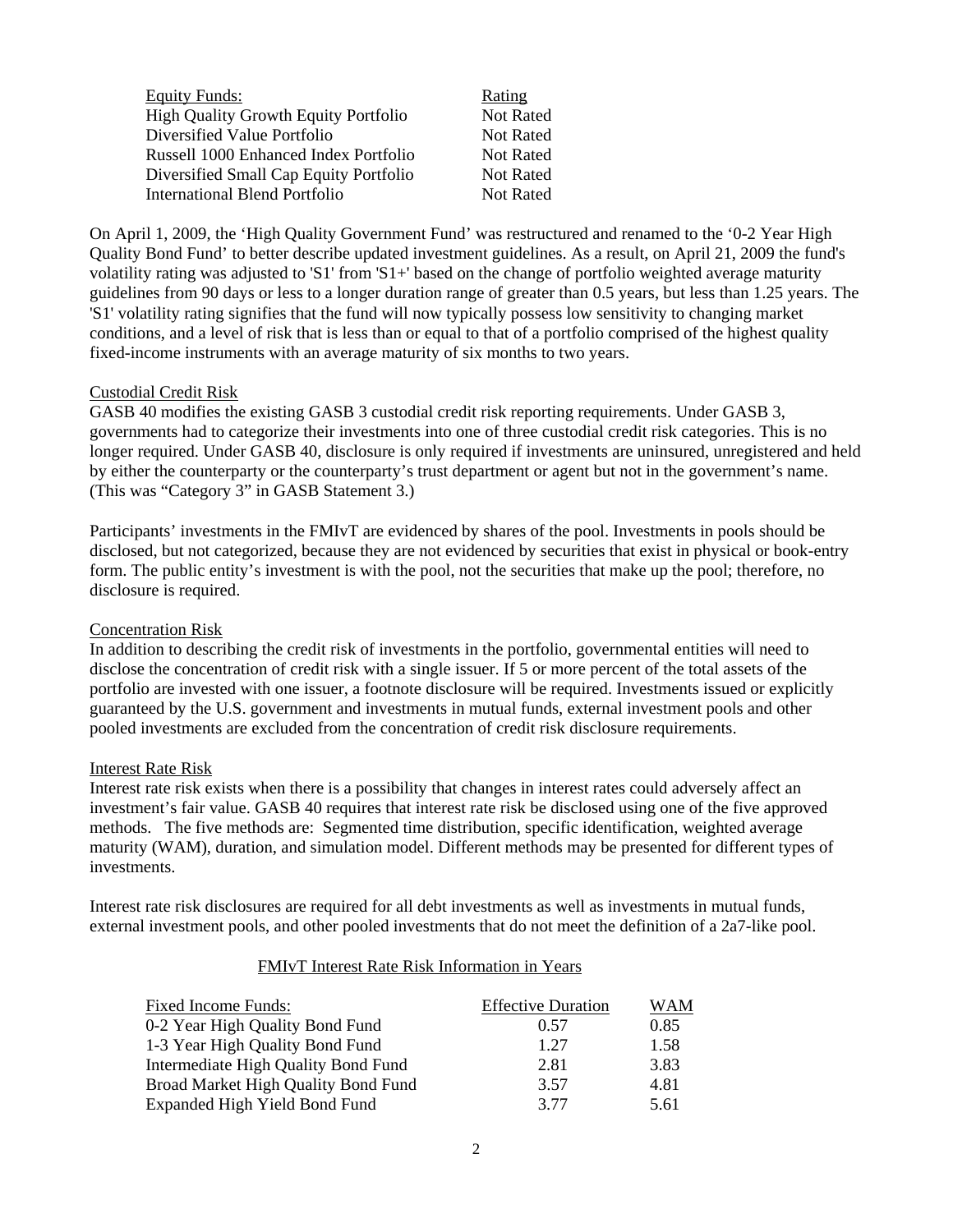| Equity Funds: | Rating |
|---|---|
| High Quality Growth Equity Portfolio | Not Rated |
| Diversified Value Portfolio | Not Rated |
| Russell 1000 Enhanced Index Portfolio | Not Rated |
| Diversified Small Cap Equity Portfolio | Not Rated |
| International Blend Portfolio | Not Rated |

On April 1, 2009, the 'High Quality Government Fund' was restructured and renamed to the '0-2 Year High Quality Bond Fund' to better describe updated investment guidelines. As a result, on April 21, 2009 the fund's volatility rating was adjusted to 'S1' from 'S1+' based on the change of portfolio weighted average maturity guidelines from 90 days or less to a longer duration range of greater than 0.5 years, but less than 1.25 years. The 'S1' volatility rating signifies that the fund will now typically possess low sensitivity to changing market conditions, and a level of risk that is less than or equal to that of a portfolio comprised of the highest quality fixed-income instruments with an average maturity of six months to two years.

## Custodial Credit Risk

GASB 40 modifies the existing GASB 3 custodial credit risk reporting requirements. Under GASB 3, governments had to categorize their investments into one of three custodial credit risk categories. This is no longer required. Under GASB 40, disclosure is only required if investments are uninsured, unregistered and held by either the counterparty or the counterparty's trust department or agent but not in the government's name. (This was "Category 3" in GASB Statement 3.)

Participants' investments in the FMIvT are evidenced by shares of the pool. Investments in pools should be disclosed, but not categorized, because they are not evidenced by securities that exist in physical or book-entry form. The public entity's investment is with the pool, not the securities that make up the pool; therefore, no disclosure is required.

## Concentration Risk

In addition to describing the credit risk of investments in the portfolio, governmental entities will need to disclose the concentration of credit risk with a single issuer. If 5 or more percent of the total assets of the portfolio are invested with one issuer, a footnote disclosure will be required. Investments issued or explicitly guaranteed by the U.S. government and investments in mutual funds, external investment pools and other pooled investments are excluded from the concentration of credit risk disclosure requirements.

## Interest Rate Risk

Interest rate risk exists when there is a possibility that changes in interest rates could adversely affect an investment's fair value. GASB 40 requires that interest rate risk be disclosed using one of the five approved methods. The five methods are: Segmented time distribution, specific identification, weighted average maturity (WAM), duration, and simulation model. Different methods may be presented for different types of investments.

Interest rate risk disclosures are required for all debt investments as well as investments in mutual funds, external investment pools, and other pooled investments that do not meet the definition of a 2a7-like pool.

### FMIvT Interest Rate Risk Information in Years

| Fixed Income Funds: | Effective Duration | WAM |
|---|---|---|
| 0-2 Year High Quality Bond Fund | 0.57 | 0.85 |
| 1-3 Year High Quality Bond Fund | 1.27 | 1.58 |
| Intermediate High Quality Bond Fund | 2.81 | 3.83 |
| Broad Market High Quality Bond Fund | 3.57 | 4.81 |
| Expanded High Yield Bond Fund | 3.77 | 5.61 |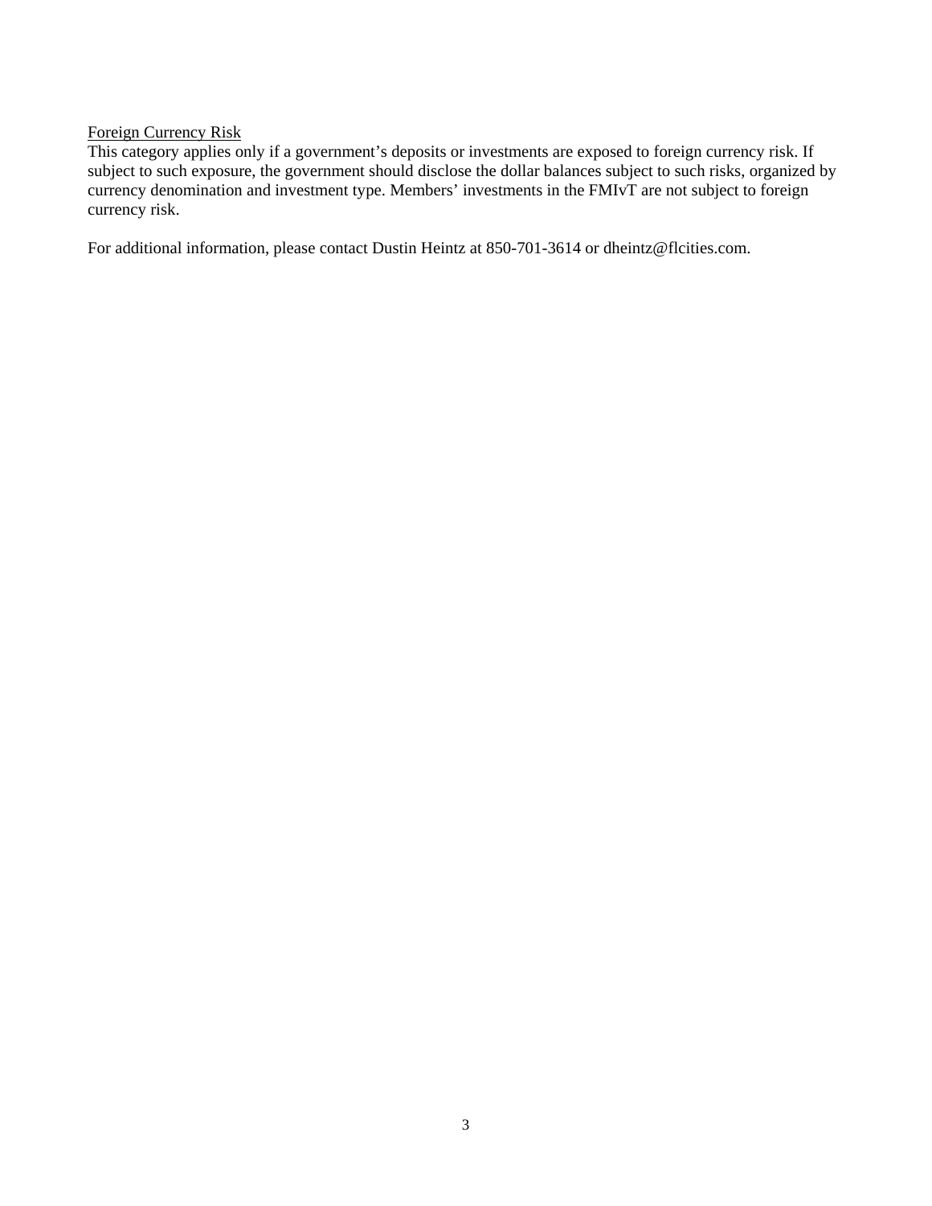Foreign Currency Risk

This category applies only if a government's deposits or investments are exposed to foreign currency risk. If subject to such exposure, the government should disclose the dollar balances subject to such risks, organized by currency denomination and investment type. Members' investments in the FMIvT are not subject to foreign currency risk.

For additional information, please contact Dustin Heintz at 850-701-3614 or dheintz@flcities.com.